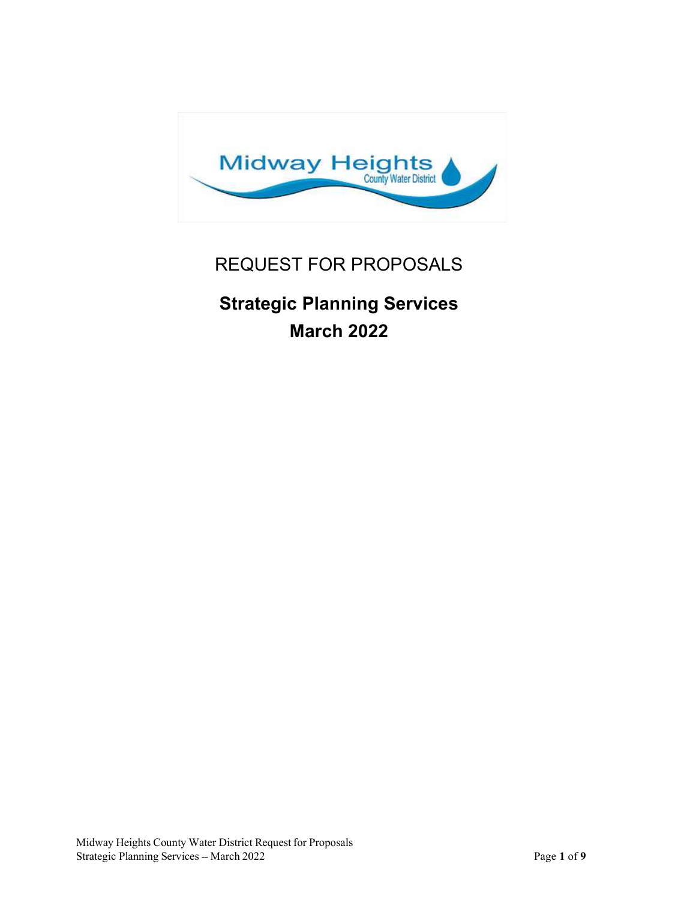# REQUEST FOR PROPOSALS

## Strategic Planning Services

## March 2022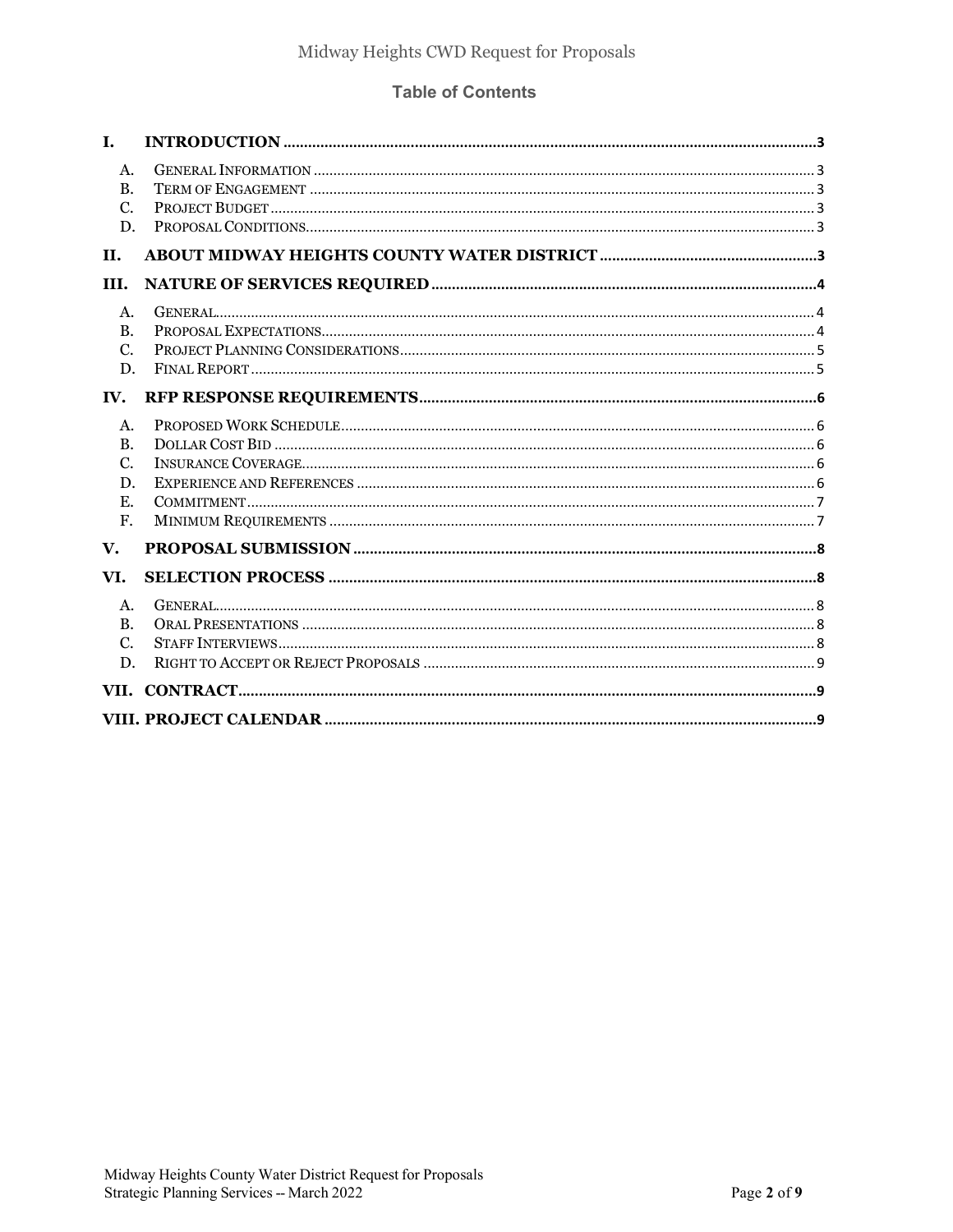## Table of Contents

- **I. INTRODUCTION** ... 3
  - A. General Information ... 3
  - B. Term of Engagement ... 3
  - C. Project Budget ... 3
  - D. Proposal Conditions ... 3
- **II. ABOUT MIDWAY HEIGHTS COUNTY WATER DISTRICT** ... 3
- **III. NATURE OF SERVICES REQUIRED** ... 4
  - A. General ... 4
  - B. Proposal Expectations ... 4
  - C. Project Planning Considerations ... 5
  - D. Final Report ... 5
- **IV. RFP RESPONSE REQUIREMENTS** ... 6
  - A. Proposed Work Schedule ... 6
  - B. Dollar Cost Bid ... 6
  - C. Insurance Coverage ... 6
  - D. Experience and References ... 6
  - E. Commitment ... 7
  - F. Minimum Requirements ... 7
- **V. PROPOSAL SUBMISSION** ... 8
- **VI. SELECTION PROCESS** ... 8
  - A. General ... 8
  - B. Oral Presentations ... 8
  - C. Staff Interviews ... 8
  - D. Right to Accept or Reject Proposals ... 9
- **VII. CONTRACT** ... 9
- **VIII. PROJECT CALENDAR** ... 9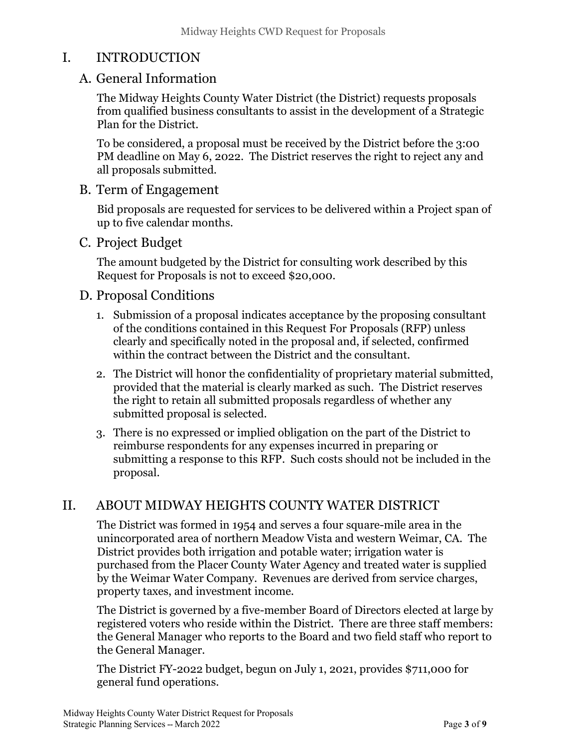# I. INTRODUCTION

## A. General Information

The Midway Heights County Water District (the District) requests proposals from qualified business consultants to assist in the development of a Strategic Plan for the District.

To be considered, a proposal must be received by the District before the 3:00 PM deadline on May 6, 2022. The District reserves the right to reject any and all proposals submitted.

## B. Term of Engagement

Bid proposals are requested for services to be delivered within a Project span of up to five calendar months.

## C. Project Budget

The amount budgeted by the District for consulting work described by this Request for Proposals is not to exceed $20,000.

## D. Proposal Conditions

1. Submission of a proposal indicates acceptance by the proposing consultant of the conditions contained in this Request For Proposals (RFP) unless clearly and specifically noted in the proposal and, if selected, confirmed within the contract between the District and the consultant.
2. The District will honor the confidentiality of proprietary material submitted, provided that the material is clearly marked as such. The District reserves the right to retain all submitted proposals regardless of whether any submitted proposal is selected.
3. There is no expressed or implied obligation on the part of the District to reimburse respondents for any expenses incurred in preparing or submitting a response to this RFP. Such costs should not be included in the proposal.

# II. ABOUT MIDWAY HEIGHTS COUNTY WATER DISTRICT

The District was formed in 1954 and serves a four square-mile area in the unincorporated area of northern Meadow Vista and western Weimar, CA. The District provides both irrigation and potable water; irrigation water is purchased from the Placer County Water Agency and treated water is supplied by the Weimar Water Company. Revenues are derived from service charges, property taxes, and investment income.

The District is governed by a five-member Board of Directors elected at large by registered voters who reside within the District. There are three staff members: the General Manager who reports to the Board and two field staff who report to the General Manager.

The District FY-2022 budget, begun on July 1, 2021, provides $711,000 for general fund operations.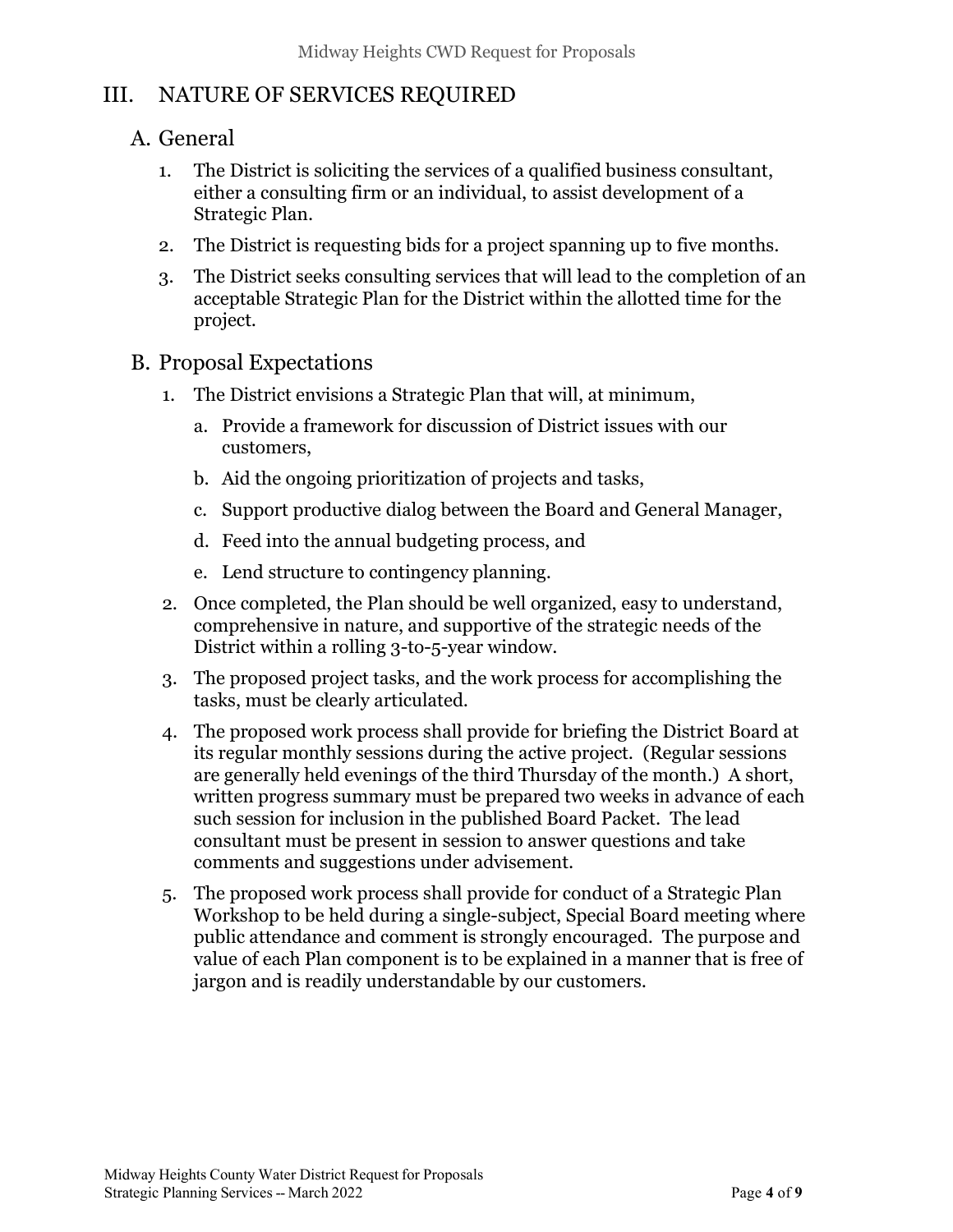# III. NATURE OF SERVICES REQUIRED

## A. General

1. The District is soliciting the services of a qualified business consultant, either a consulting firm or an individual, to assist development of a Strategic Plan.
2. The District is requesting bids for a project spanning up to five months.
3. The District seeks consulting services that will lead to the completion of an acceptable Strategic Plan for the District within the allotted time for the project.

## B. Proposal Expectations

1. The District envisions a Strategic Plan that will, at minimum,
   a. Provide a framework for discussion of District issues with our customers,
   b. Aid the ongoing prioritization of projects and tasks,
   c. Support productive dialog between the Board and General Manager,
   d. Feed into the annual budgeting process, and
   e. Lend structure to contingency planning.
2. Once completed, the Plan should be well organized, easy to understand, comprehensive in nature, and supportive of the strategic needs of the District within a rolling 3-to-5-year window.
3. The proposed project tasks, and the work process for accomplishing the tasks, must be clearly articulated.
4. The proposed work process shall provide for briefing the District Board at its regular monthly sessions during the active project. (Regular sessions are generally held evenings of the third Thursday of the month.) A short, written progress summary must be prepared two weeks in advance of each such session for inclusion in the published Board Packet. The lead consultant must be present in session to answer questions and take comments and suggestions under advisement.
5. The proposed work process shall provide for conduct of a Strategic Plan Workshop to be held during a single-subject, Special Board meeting where public attendance and comment is strongly encouraged. The purpose and value of each Plan component is to be explained in a manner that is free of jargon and is readily understandable by our customers.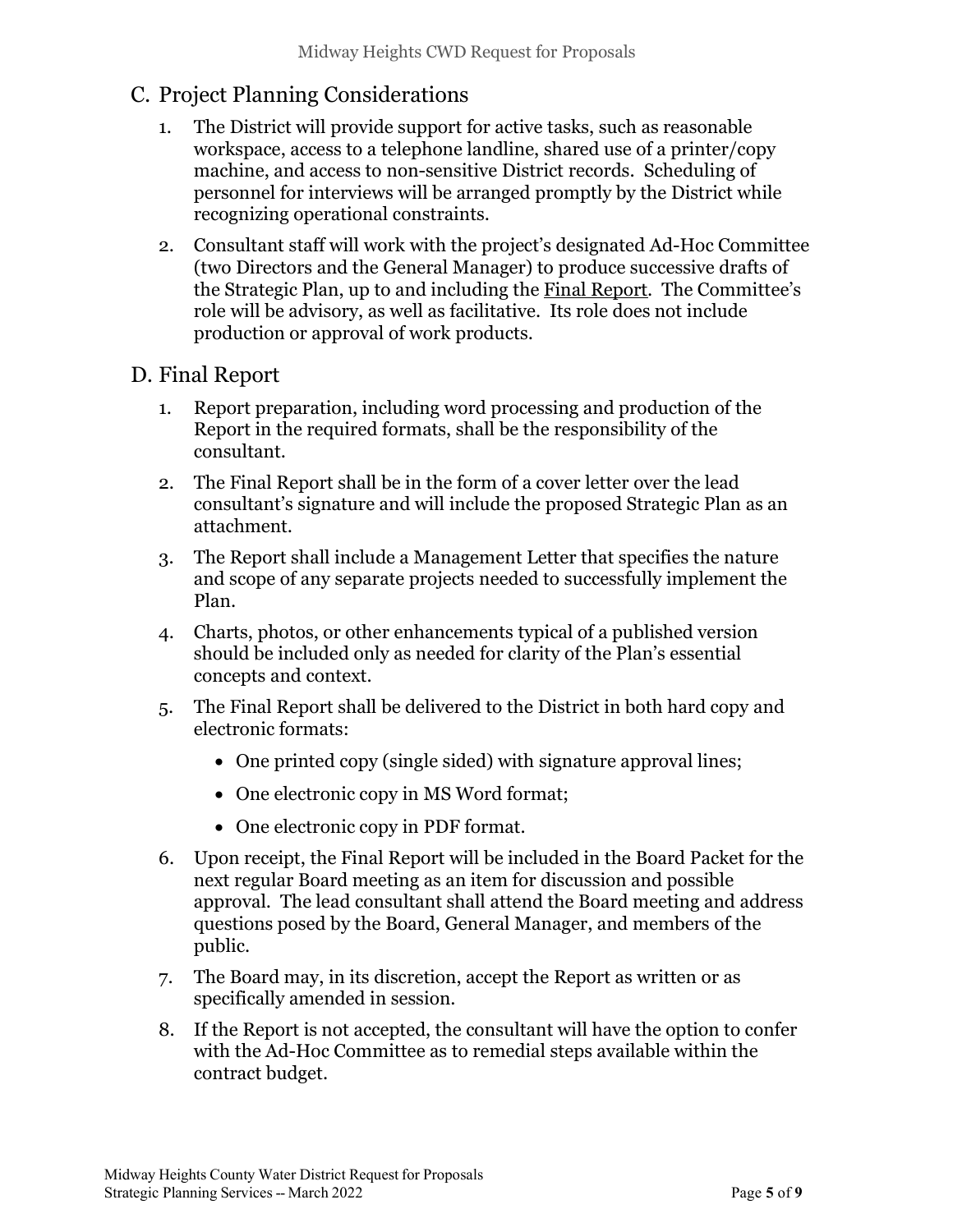## C. Project Planning Considerations

1. The District will provide support for active tasks, such as reasonable workspace, access to a telephone landline, shared use of a printer/copy machine, and access to non-sensitive District records. Scheduling of personnel for interviews will be arranged promptly by the District while recognizing operational constraints.
2. Consultant staff will work with the project's designated Ad-Hoc Committee (two Directors and the General Manager) to produce successive drafts of the Strategic Plan, up to and including the <u>Final Report</u>. The Committee's role will be advisory, as well as facilitative. Its role does not include production or approval of work products.

## D. Final Report

1. Report preparation, including word processing and production of the Report in the required formats, shall be the responsibility of the consultant.
2. The Final Report shall be in the form of a cover letter over the lead consultant's signature and will include the proposed Strategic Plan as an attachment.
3. The Report shall include a Management Letter that specifies the nature and scope of any separate projects needed to successfully implement the Plan.
4. Charts, photos, or other enhancements typical of a published version should be included only as needed for clarity of the Plan's essential concepts and context.
5. The Final Report shall be delivered to the District in both hard copy and electronic formats:
    - One printed copy (single sided) with signature approval lines;
    - One electronic copy in MS Word format;
    - One electronic copy in PDF format.
6. Upon receipt, the Final Report will be included in the Board Packet for the next regular Board meeting as an item for discussion and possible approval. The lead consultant shall attend the Board meeting and address questions posed by the Board, General Manager, and members of the public.
7. The Board may, in its discretion, accept the Report as written or as specifically amended in session.
8. If the Report is not accepted, the consultant will have the option to confer with the Ad-Hoc Committee as to remedial steps available within the contract budget.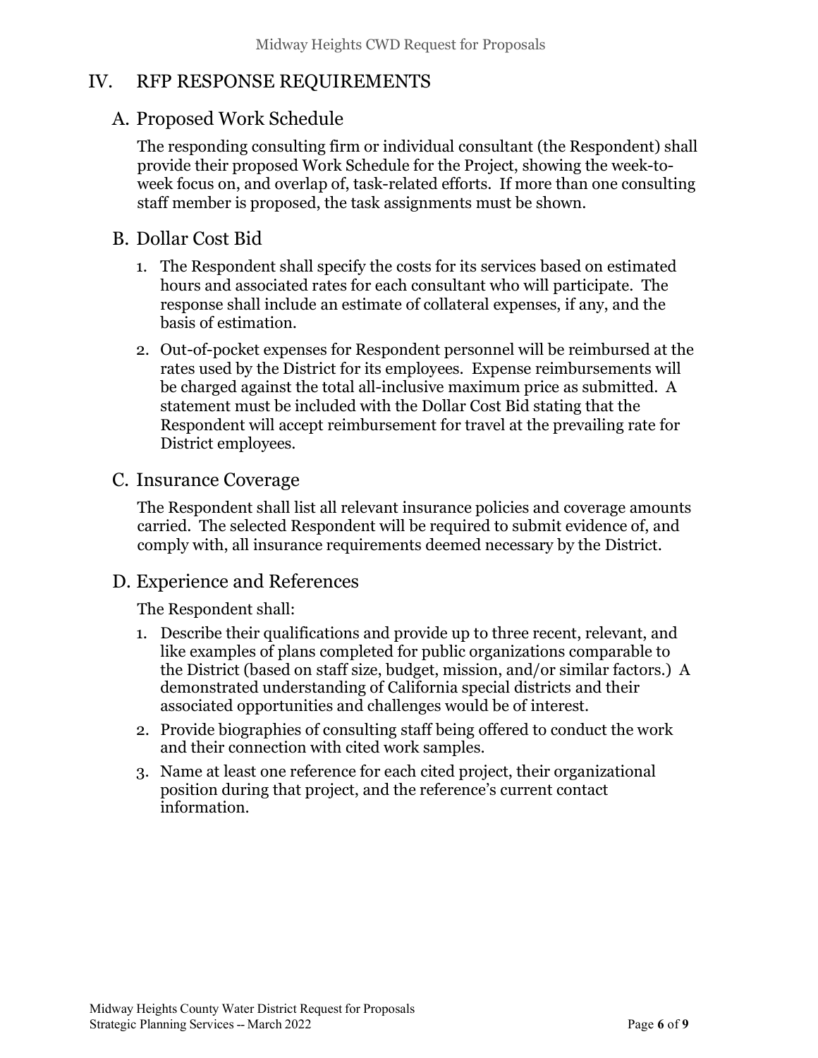## IV. RFP RESPONSE REQUIREMENTS

### A. Proposed Work Schedule

The responding consulting firm or individual consultant (the Respondent) shall provide their proposed Work Schedule for the Project, showing the week-to-week focus on, and overlap of, task-related efforts. If more than one consulting staff member is proposed, the task assignments must be shown.

### B. Dollar Cost Bid

1. The Respondent shall specify the costs for its services based on estimated hours and associated rates for each consultant who will participate. The response shall include an estimate of collateral expenses, if any, and the basis of estimation.
2. Out-of-pocket expenses for Respondent personnel will be reimbursed at the rates used by the District for its employees. Expense reimbursements will be charged against the total all-inclusive maximum price as submitted. A statement must be included with the Dollar Cost Bid stating that the Respondent will accept reimbursement for travel at the prevailing rate for District employees.

### C. Insurance Coverage

The Respondent shall list all relevant insurance policies and coverage amounts carried. The selected Respondent will be required to submit evidence of, and comply with, all insurance requirements deemed necessary by the District.

### D. Experience and References

The Respondent shall:

1. Describe their qualifications and provide up to three recent, relevant, and like examples of plans completed for public organizations comparable to the District (based on staff size, budget, mission, and/or similar factors.) A demonstrated understanding of California special districts and their associated opportunities and challenges would be of interest.
2. Provide biographies of consulting staff being offered to conduct the work and their connection with cited work samples.
3. Name at least one reference for each cited project, their organizational position during that project, and the reference's current contact information.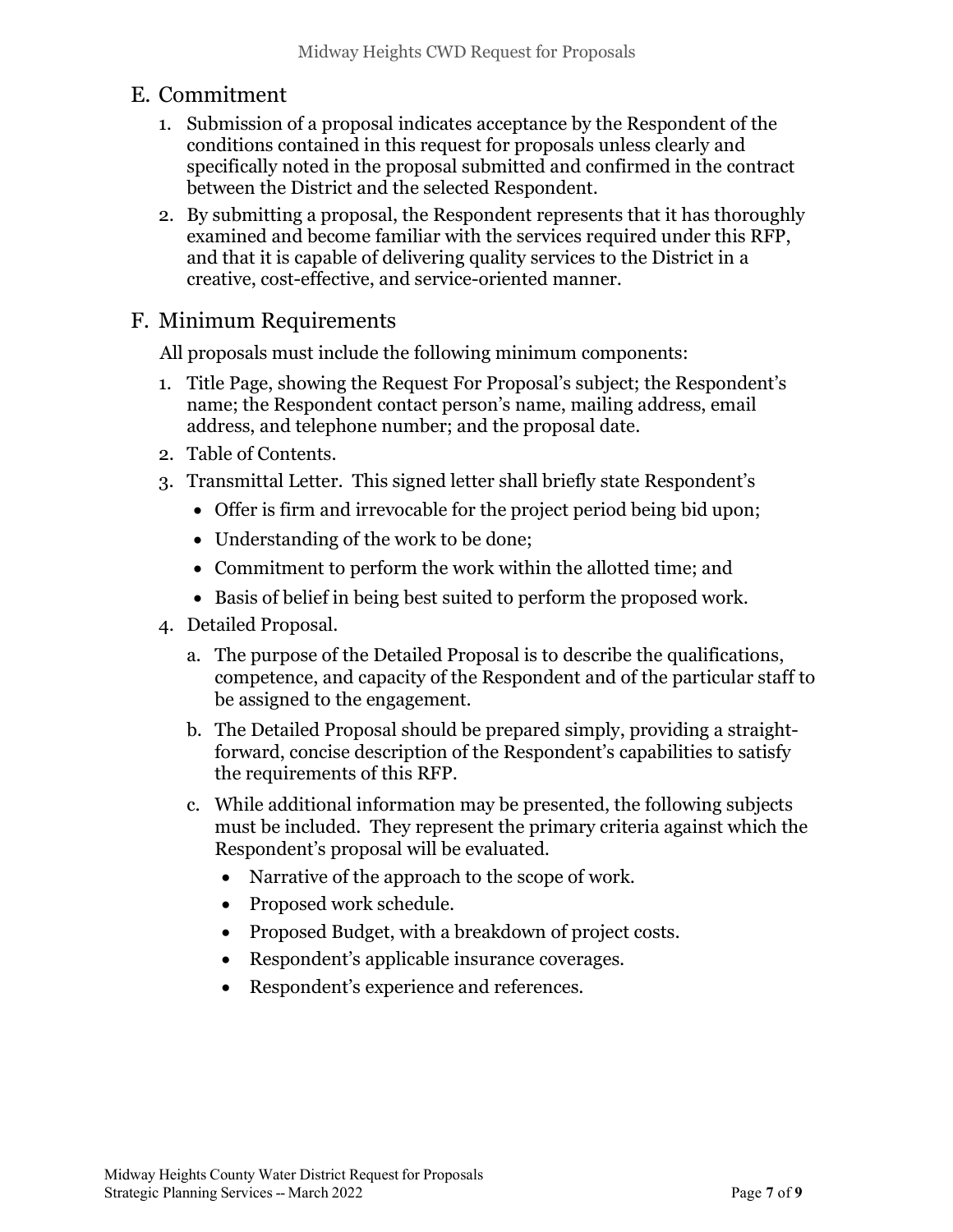## E. Commitment

1. Submission of a proposal indicates acceptance by the Respondent of the conditions contained in this request for proposals unless clearly and specifically noted in the proposal submitted and confirmed in the contract between the District and the selected Respondent.
2. By submitting a proposal, the Respondent represents that it has thoroughly examined and become familiar with the services required under this RFP, and that it is capable of delivering quality services to the District in a creative, cost-effective, and service-oriented manner.

## F. Minimum Requirements

All proposals must include the following minimum components:

1. Title Page, showing the Request For Proposal's subject; the Respondent's name; the Respondent contact person's name, mailing address, email address, and telephone number; and the proposal date.
2. Table of Contents.
3. Transmittal Letter. This signed letter shall briefly state Respondent's
   - Offer is firm and irrevocable for the project period being bid upon;
   - Understanding of the work to be done;
   - Commitment to perform the work within the allotted time; and
   - Basis of belief in being best suited to perform the proposed work.
4. Detailed Proposal.
   a. The purpose of the Detailed Proposal is to describe the qualifications, competence, and capacity of the Respondent and of the particular staff to be assigned to the engagement.
   b. The Detailed Proposal should be prepared simply, providing a straight-forward, concise description of the Respondent's capabilities to satisfy the requirements of this RFP.
   c. While additional information may be presented, the following subjects must be included. They represent the primary criteria against which the Respondent's proposal will be evaluated.
      - Narrative of the approach to the scope of work.
      - Proposed work schedule.
      - Proposed Budget, with a breakdown of project costs.
      - Respondent's applicable insurance coverages.
      - Respondent's experience and references.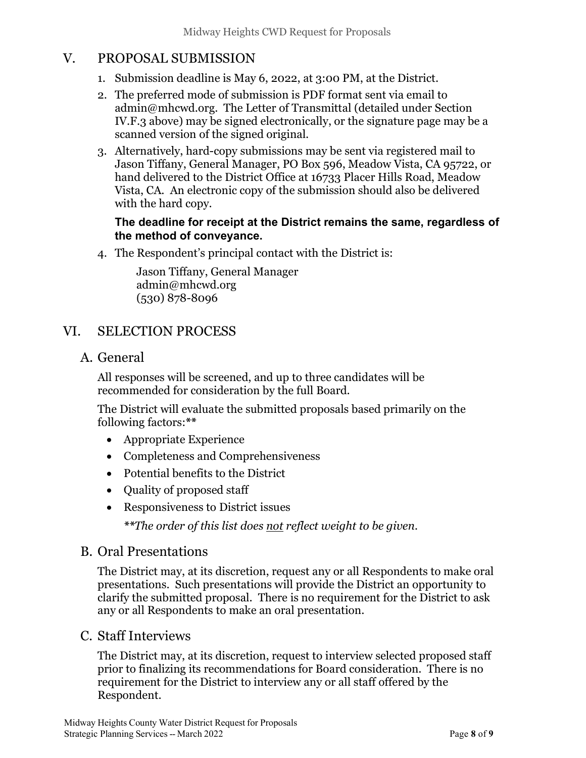## V. PROPOSAL SUBMISSION

1. Submission deadline is May 6, 2022, at 3:00 PM, at the District.
2. The preferred mode of submission is PDF format sent via email to admin@mhcwd.org. The Letter of Transmittal (detailed under Section IV.F.3 above) may be signed electronically, or the signature page may be a scanned version of the signed original.
3. Alternatively, hard-copy submissions may be sent via registered mail to Jason Tiffany, General Manager, PO Box 596, Meadow Vista, CA 95722, or hand delivered to the District Office at 16733 Placer Hills Road, Meadow Vista, CA. An electronic copy of the submission should also be delivered with the hard copy.

   **The deadline for receipt at the District remains the same, regardless of the method of conveyance.**

4. The Respondent's principal contact with the District is:

   Jason Tiffany, General Manager
   admin@mhcwd.org
   (530) 878-8096

## VI. SELECTION PROCESS

### A. General

All responses will be screened, and up to three candidates will be recommended for consideration by the full Board.

The District will evaluate the submitted proposals based primarily on the following factors:**

- Appropriate Experience
- Completeness and Comprehensiveness
- Potential benefits to the District
- Quality of proposed staff
- Responsiveness to District issues

*\*\*The order of this list does not reflect weight to be given.*

### B. Oral Presentations

The District may, at its discretion, request any or all Respondents to make oral presentations. Such presentations will provide the District an opportunity to clarify the submitted proposal. There is no requirement for the District to ask any or all Respondents to make an oral presentation.

### C. Staff Interviews

The District may, at its discretion, request to interview selected proposed staff prior to finalizing its recommendations for Board consideration. There is no requirement for the District to interview any or all staff offered by the Respondent.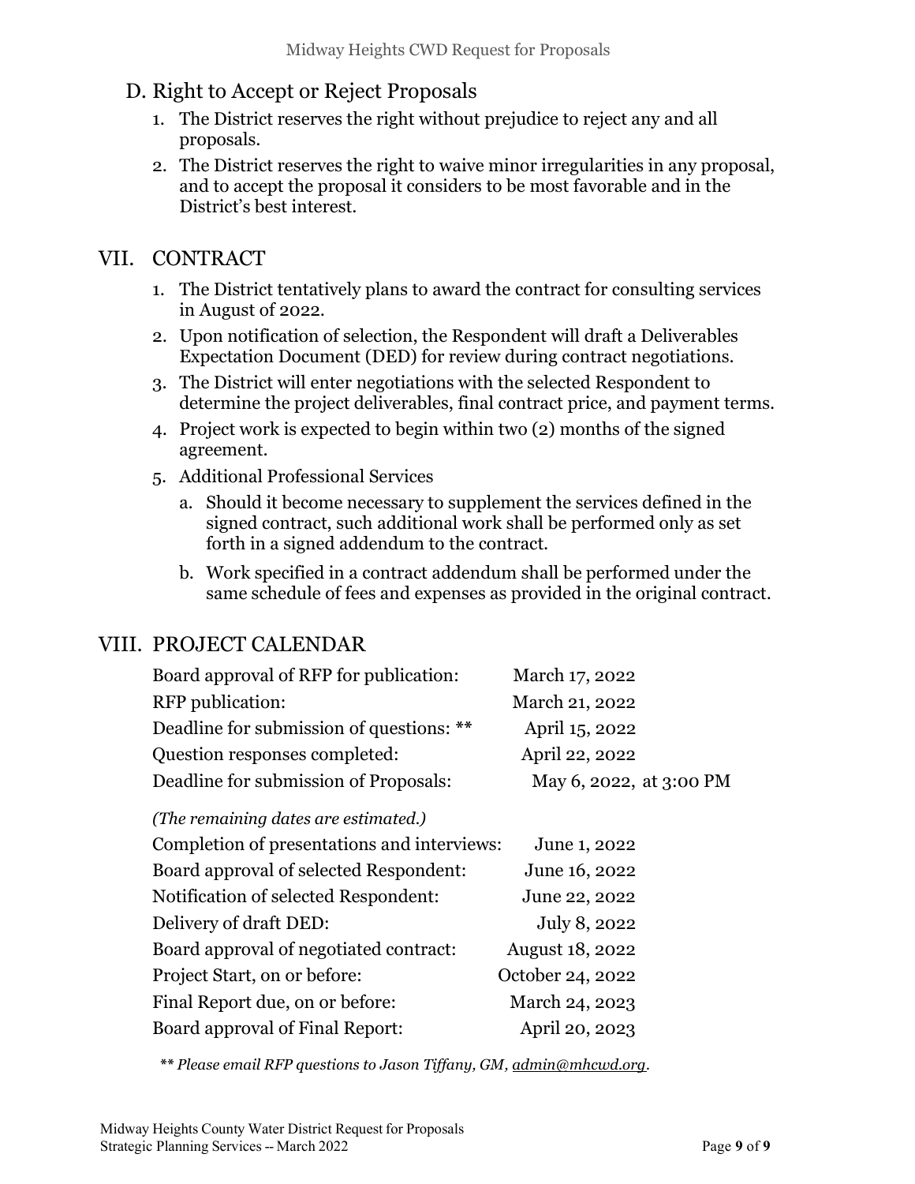## D. Right to Accept or Reject Proposals

1. The District reserves the right without prejudice to reject any and all proposals.
2. The District reserves the right to waive minor irregularities in any proposal, and to accept the proposal it considers to be most favorable and in the District's best interest.

# VII. CONTRACT

1. The District tentatively plans to award the contract for consulting services in August of 2022.
2. Upon notification of selection, the Respondent will draft a Deliverables Expectation Document (DED) for review during contract negotiations.
3. The District will enter negotiations with the selected Respondent to determine the project deliverables, final contract price, and payment terms.
4. Project work is expected to begin within two (2) months of the signed agreement.
5. Additional Professional Services
   a. Should it become necessary to supplement the services defined in the signed contract, such additional work shall be performed only as set forth in a signed addendum to the contract.
   b. Work specified in a contract addendum shall be performed under the same schedule of fees and expenses as provided in the original contract.

# VIII. PROJECT CALENDAR

| | |
|---|---|
| Board approval of RFP for publication: | March 17, 2022 |
| RFP publication: | March 21, 2022 |
| Deadline for submission of questions: ** | April 15, 2022 |
| Question responses completed: | April 22, 2022 |
| Deadline for submission of Proposals: | May 6, 2022, at 3:00 PM |
| *(The remaining dates are estimated.)* | |
| Completion of presentations and interviews: | June 1, 2022 |
| Board approval of selected Respondent: | June 16, 2022 |
| Notification of selected Respondent: | June 22, 2022 |
| Delivery of draft DED: | July 8, 2022 |
| Board approval of negotiated contract: | August 18, 2022 |
| Project Start, on or before: | October 24, 2022 |
| Final Report due, on or before: | March 24, 2023 |
| Board approval of Final Report: | April 20, 2023 |

*** Please email RFP questions to Jason Tiffany, GM, admin@mhcwd.org.*